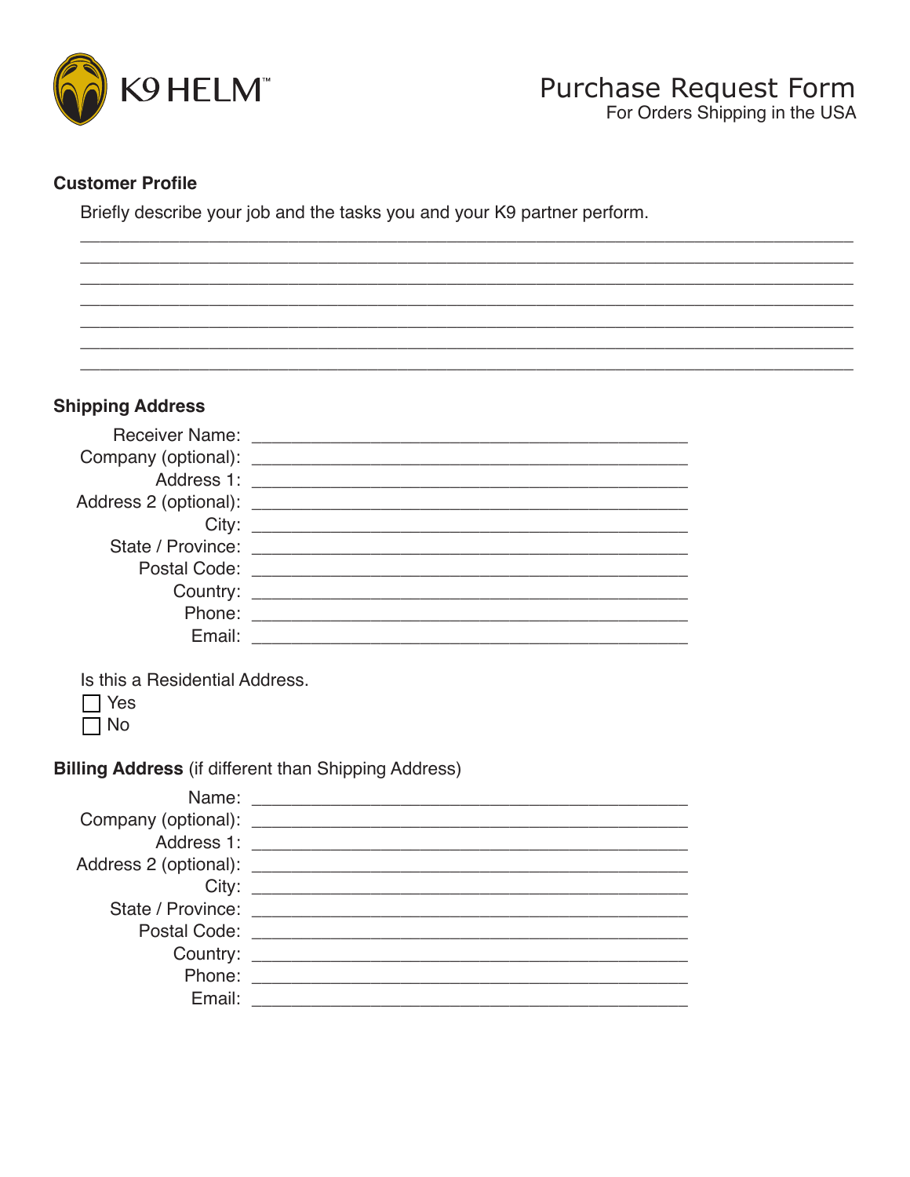K9 HELM™

# Purchase Request Form

For Orders Shipping in the USA

**Customer Profile**

Briefly describe your job and the tasks you and your K9 partner perform.

___________________________________________________________________________
___________________________________________________________________________
___________________________________________________________________________
___________________________________________________________________________
___________________________________________________________________________
___________________________________________________________________________
___________________________________________________________________________

**Shipping Address**

Receiver Name: ______________________________________________

Company (optional): ______________________________________________

Address 1: ______________________________________________

Address 2 (optional): ______________________________________________

City: ______________________________________________

State / Province: ______________________________________________

Postal Code: ______________________________________________

Country: ______________________________________________

Phone: ______________________________________________

Email: ______________________________________________

Is this a Residential Address.

☐ Yes

☐ No

**Billing Address** (if different than Shipping Address)

Name: ______________________________________________

Company (optional): ______________________________________________

Address 1: ______________________________________________

Address 2 (optional): ______________________________________________

City: ______________________________________________

State / Province: ______________________________________________

Postal Code: ______________________________________________

Country: ______________________________________________

Phone: ______________________________________________

Email: ______________________________________________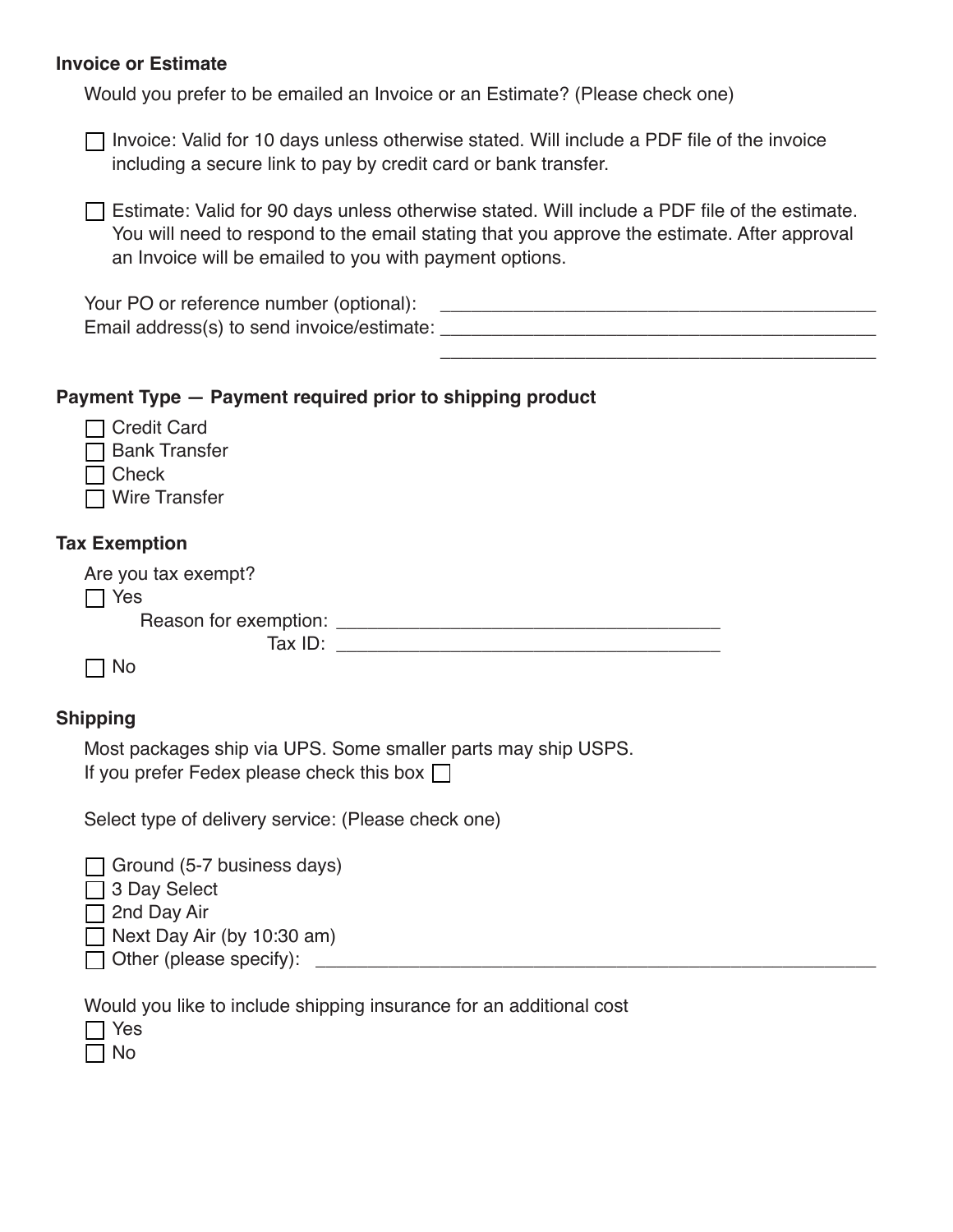## Invoice or Estimate

Would you prefer to be emailed an Invoice or an Estimate? (Please check one)

- ☐ Invoice: Valid for 10 days unless otherwise stated. Will include a PDF file of the invoice including a secure link to pay by credit card or bank transfer.

- ☐ Estimate: Valid for 90 days unless otherwise stated. Will include a PDF file of the estimate. You will need to respond to the email stating that you approve the estimate. After approval an Invoice will be emailed to you with payment options.

Your PO or reference number (optional): ______________________________

Email address(es) to send invoice/estimate: ______________________________

______________________________

## Payment Type — Payment required prior to shipping product

- ☐ Credit Card
- ☐ Bank Transfer
- ☐ Check
- ☐ Wire Transfer

## Tax Exemption

Are you tax exempt?

- ☐ Yes
  - Reason for exemption: ______________________________
  - Tax ID: ______________________________
- ☐ No

## Shipping

Most packages ship via UPS. Some smaller parts may ship USPS.
If you prefer Fedex please check this box ☐

Select type of delivery service: (Please check one)

- ☐ Ground (5-7 business days)
- ☐ 3 Day Select
- ☐ 2nd Day Air
- ☐ Next Day Air (by 10:30 am)
- ☐ Other (please specify): ______________________________

Would you like to include shipping insurance for an additional cost

- ☐ Yes
- ☐ No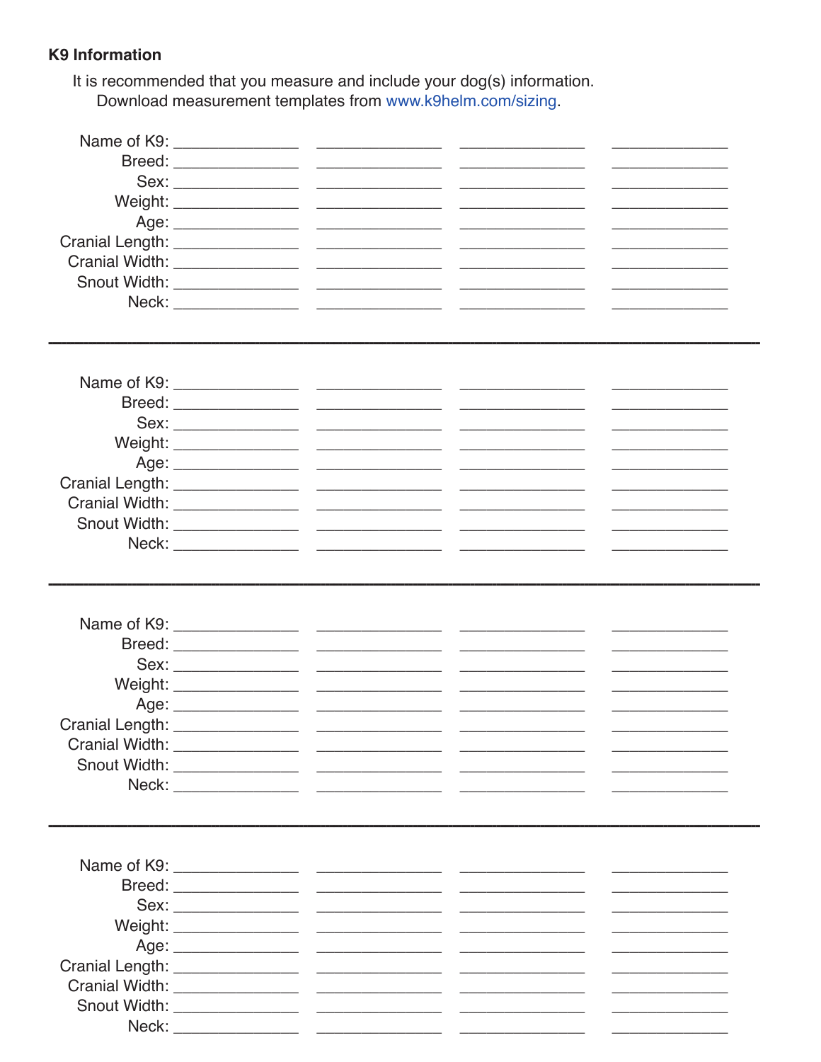## K9 Information

It is recommended that you measure and include your dog(s) information.
Download measurement templates from www.k9helm.com/sizing.

| | | | | |
|---|---|---|---|---|
| Name of K9: | | | | |
| Breed: | | | | |
| Sex: | | | | |
| Weight: | | | | |
| Age: | | | | |
| Cranial Length: | | | | |
| Cranial Width: | | | | |
| Snout Width: | | | | |
| Neck: | | | | |

---

| | | | | |
|---|---|---|---|---|
| Name of K9: | | | | |
| Breed: | | | | |
| Sex: | | | | |
| Weight: | | | | |
| Age: | | | | |
| Cranial Length: | | | | |
| Cranial Width: | | | | |
| Snout Width: | | | | |
| Neck: | | | | |

---

| | | | | |
|---|---|---|---|---|
| Name of K9: | | | | |
| Breed: | | | | |
| Sex: | | | | |
| Weight: | | | | |
| Age: | | | | |
| Cranial Length: | | | | |
| Cranial Width: | | | | |
| Snout Width: | | | | |
| Neck: | | | | |

---

| | | | | |
|---|---|---|---|---|
| Name of K9: | | | | |
| Breed: | | | | |
| Sex: | | | | |
| Weight: | | | | |
| Age: | | | | |
| Cranial Length: | | | | |
| Cranial Width: | | | | |
| Snout Width: | | | | |
| Neck: | | | | |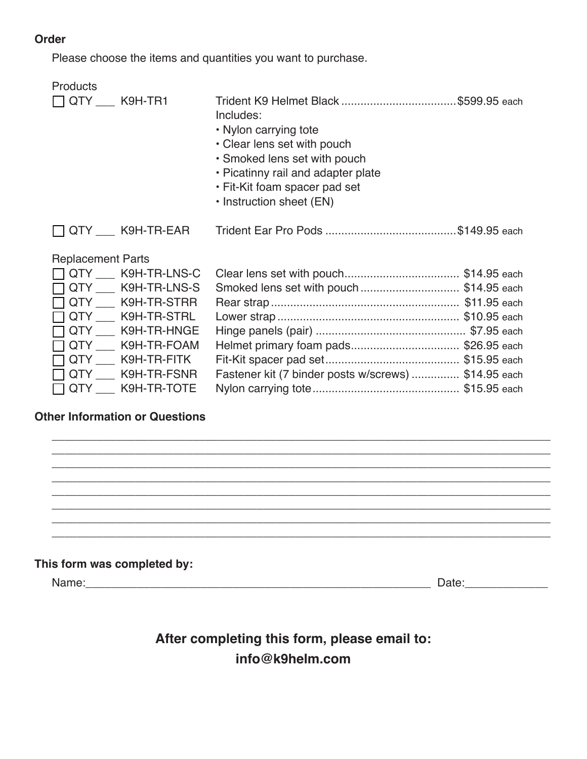**Order**

Please choose the items and quantities you want to purchase.

Products

☐ QTY ___ K9H-TR1 Trident K9 Helmet Black ...................................$599.95 each

Includes:

- Nylon carrying tote
- Clear lens set with pouch
- Smoked lens set with pouch
- Picatinny rail and adapter plate
- Fit-Kit foam spacer pad set
- Instruction sheet (EN)

☐ QTY ___ K9H-TR-EAR Trident Ear Pro Pods ........................................$149.95 each

Replacement Parts

☐ QTY ___ K9H-TR-LNS-C Clear lens set with pouch.................................... $14.95 each
☐ QTY ___ K9H-TR-LNS-S Smoked lens set with pouch .............................. $14.95 each
☐ QTY ___ K9H-TR-STRR Rear strap .......................................................... $11.95 each
☐ QTY ___ K9H-TR-STRL Lower strap ........................................................ $10.95 each
☐ QTY ___ K9H-TR-HNGE Hinge panels (pair) ............................................... $7.95 each
☐ QTY ___ K9H-TR-FOAM Helmet primary foam pads................................. $26.95 each
☐ QTY ___ K9H-TR-FITK Fit-Kit spacer pad set......................................... $15.95 each
☐ QTY ___ K9H-TR-FSNR Fastener kit (7 binder posts w/screws) .............. $14.95 each
☐ QTY ___ K9H-TR-TOTE Nylon carrying tote............................................. $15.95 each

**Other Information or Questions**

________________________________________________________________________________
________________________________________________________________________________
________________________________________________________________________________
________________________________________________________________________________
________________________________________________________________________________
________________________________________________________________________________
________________________________________________________________________________
________________________________________________________________________________

**This form was completed by:**

Name:__________________________________________________________ Date:_____________

**After completing this form, please email to:**

**info@k9helm.com**